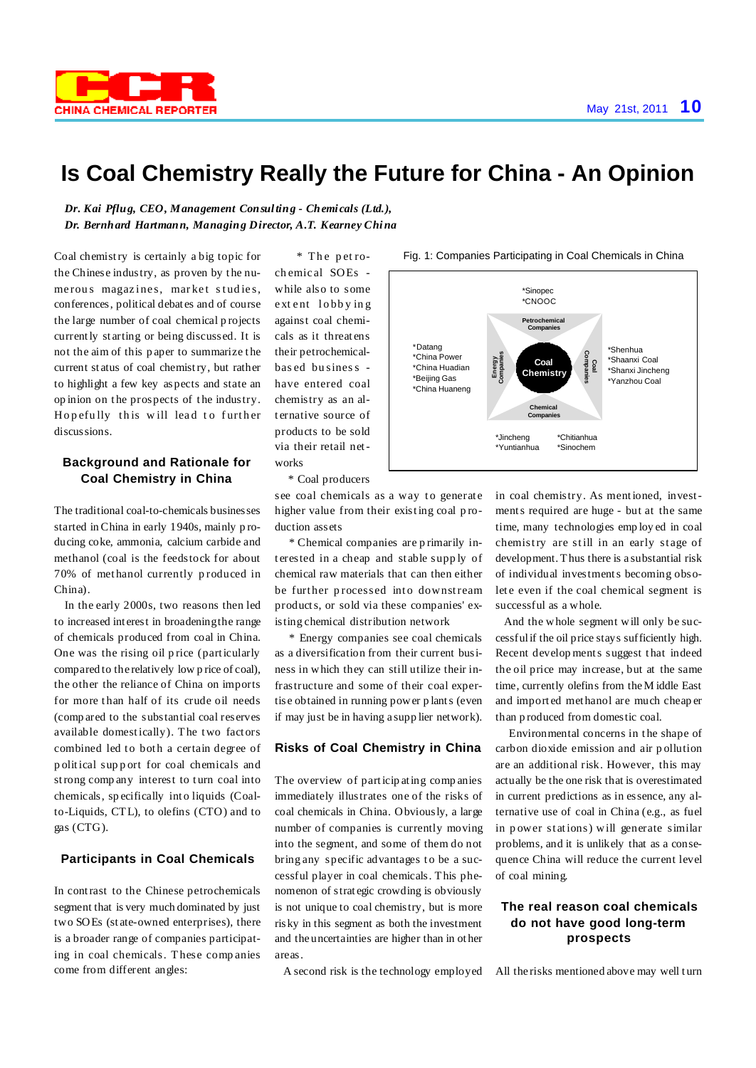# Is Coal Chemistry Really the Future for China - An Opinion

*Dr. Kai Pflug, CEO, Management Consulting - Chemicals (Ltd.),*
*Dr. Bernhard Hartmann, Managing Director, A.T. Kearney China*

Coal chemistry is certainly a big topic for the Chinese industry, as proven by the numerous magazines, market studies, conferences, political debates and of course the large number of coal chemical projects currently starting or being discussed. It is not the aim of this paper to summarize the current status of coal chemistry, but rather to highlight a few key aspects and state an opinion on the prospects of the industry. Hopefully this will lead to further discussions.

## Background and Rationale for Coal Chemistry in China

The traditional coal-to-chemicals businesses started in China in early 1940s, mainly producing coke, ammonia, calcium carbide and methanol (coal is the feedstock for about 70% of methanol currently produced in China).

In the early 2000s, two reasons then led to increased interest in broadening the range of chemicals produced from coal in China. One was the rising oil price (particularly compared to the relatively low price of coal), the other the reliance of China on imports for more than half of its crude oil needs (compared to the substantial coal reserves available domestically). The two factors combined led to both a certain degree of political support for coal chemicals and strong company interest to turn coal into chemicals, specifically into liquids (Coal-to-Liquids, CTL), to olefins (CTO) and to gas (CTG).

## Participants in Coal Chemicals

In contrast to the Chinese petrochemicals segment that is very much dominated by just two SOEs (state-owned enterprises), there is a broader range of companies participating in coal chemicals. These companies come from different angles:

* The petrochemical SOEs - while also to some extent lobbying against coal chemicals as it threatens their petrochemical-based business - have entered coal chemistry as an alternative source of products to be sold via their retail networks

* Coal producers see coal chemicals as a way to generate higher value from their existing coal production assets

* Chemical companies are primarily interested in a cheap and stable supply of chemical raw materials that can then either be further processed into downstream products, or sold via these companies' existing chemical distribution network

* Energy companies see coal chemicals as a diversification from their current business in which they can still utilize their infrastructure and some of their coal expertise obtained in running power plants (even if may just be in having a supplier network).

Fig. 1: Companies Participating in Coal Chemicals in China

| Category | Companies |
| --- | --- |
| Petrochemical Companies | *Sinopec, *CNOOC |
| Coal Companies | *Shenhua, *Shaanxi Coal, *Shanxi Jincheng, *Yanzhou Coal |
| Chemical Companies | *Jincheng, *Yuntianhua, *Chitianhua, *Sinochem |
| Energy Companies | *Datang, *China Power, *China Huadian, *Beijing Gas, *China Huaneng |

## Risks of Coal Chemistry in China

The overview of participating companies immediately illustrates one of the risks of coal chemicals in China. Obviously, a large number of companies is currently moving into the segment, and some of them do not bring any specific advantages to be a successful player in coal chemicals. This phenomenon of strategic crowding is obviously is not unique to coal chemistry, but is more risky in this segment as both the investment and the uncertainties are higher than in other areas.

A second risk is the technology employed in coal chemistry. As mentioned, investments required are huge - but at the same time, many technologies employed in coal chemistry are still in an early stage of development. Thus there is a substantial risk of individual investments becoming obsolete even if the coal chemical segment is successful as a whole.

And the whole segment will only be successful if the oil price stays sufficiently high. Recent developments suggest that indeed the oil price may increase, but at the same time, currently olefins from the Middle East and imported methanol are much cheaper than produced from domestic coal.

Environmental concerns in the shape of carbon dioxide emission and air pollution are an additional risk. However, this may actually be the one risk that is overestimated in current predictions as in essence, any alternative use of coal in China (e.g., as fuel in power stations) will generate similar problems, and it is unlikely that as a consequence China will reduce the current level of coal mining.

## The real reason coal chemicals do not have good long-term prospects

All the risks mentioned above may well turn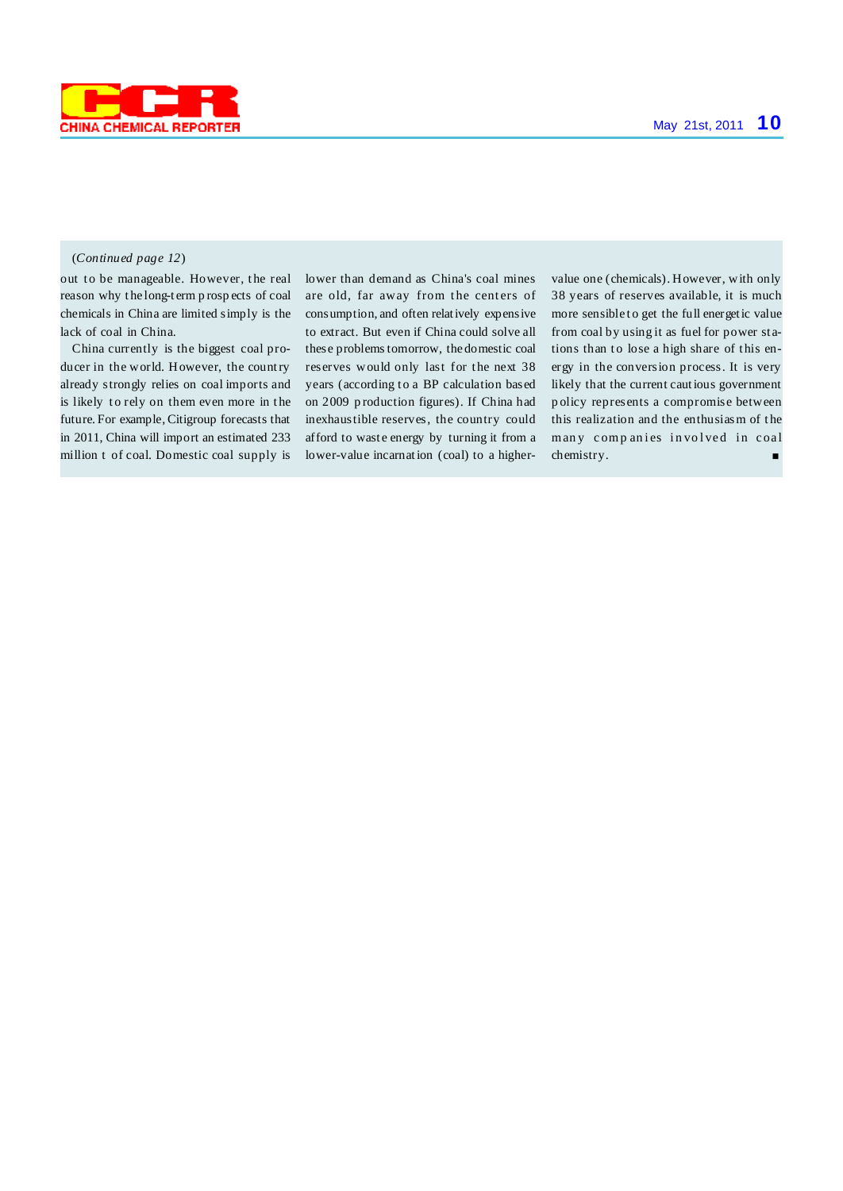(*Continued page 12*)

out to be manageable. However, the real reason why the long-term prospects of coal chemicals in China are limited simply is the lack of coal in China.

China currently is the biggest coal producer in the world. However, the country already strongly relies on coal imports and is likely to rely on them even more in the future. For example, Citigroup forecasts that in 2011, China will import an estimated 233 million t of coal. Domestic coal supply is lower than demand as China's coal mines are old, far away from the centers of consumption, and often relatively expensive to extract. But even if China could solve all these problems tomorrow, the domestic coal reserves would only last for the next 38 years (according to a BP calculation based on 2009 production figures). If China had inexhaustible reserves, the country could afford to waste energy by turning it from a lower-value incarnation (coal) to a higher-value one (chemicals). However, with only 38 years of reserves available, it is much more sensible to get the full energetic value from coal by using it as fuel for power stations than to lose a high share of this energy in the conversion process. It is very likely that the current cautious government policy represents a compromise between this realization and the enthusiasm of the many companies involved in coal chemistry. ■